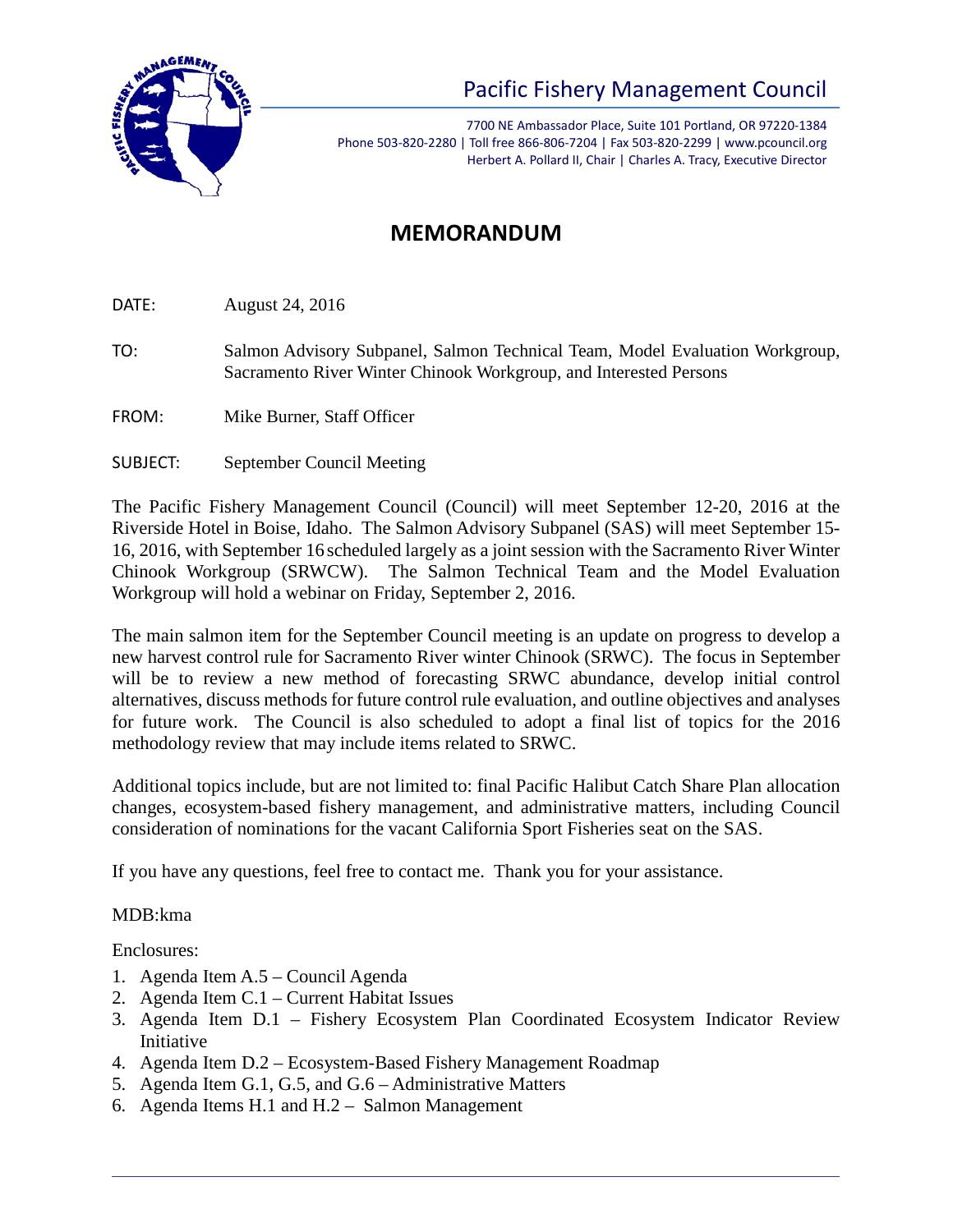# Pacific Fishery Management Council

7700 NE Ambassador Place, Suite 101 Portland, OR 97220-1384
Phone 503-820-2280 | Toll free 866-806-7204 | Fax 503-820-2299 | www.pcouncil.org
Herbert A. Pollard II, Chair | Charles A. Tracy, Executive Director

## MEMORANDUM

DATE: August 24, 2016

TO: Salmon Advisory Subpanel, Salmon Technical Team, Model Evaluation Workgroup, Sacramento River Winter Chinook Workgroup, and Interested Persons

FROM: Mike Burner, Staff Officer

SUBJECT: September Council Meeting

The Pacific Fishery Management Council (Council) will meet September 12-20, 2016 at the Riverside Hotel in Boise, Idaho. The Salmon Advisory Subpanel (SAS) will meet September 15-16, 2016, with September 16 scheduled largely as a joint session with the Sacramento River Winter Chinook Workgroup (SRWCW). The Salmon Technical Team and the Model Evaluation Workgroup will hold a webinar on Friday, September 2, 2016.

The main salmon item for the September Council meeting is an update on progress to develop a new harvest control rule for Sacramento River winter Chinook (SRWC). The focus in September will be to review a new method of forecasting SRWC abundance, develop initial control alternatives, discuss methods for future control rule evaluation, and outline objectives and analyses for future work. The Council is also scheduled to adopt a final list of topics for the 2016 methodology review that may include items related to SRWC.

Additional topics include, but are not limited to: final Pacific Halibut Catch Share Plan allocation changes, ecosystem-based fishery management, and administrative matters, including Council consideration of nominations for the vacant California Sport Fisheries seat on the SAS.

If you have any questions, feel free to contact me. Thank you for your assistance.

MDB:kma

Enclosures:

1. Agenda Item A.5 – Council Agenda
2. Agenda Item C.1 – Current Habitat Issues
3. Agenda Item D.1 – Fishery Ecosystem Plan Coordinated Ecosystem Indicator Review Initiative
4. Agenda Item D.2 – Ecosystem-Based Fishery Management Roadmap
5. Agenda Item G.1, G.5, and G.6 – Administrative Matters
6. Agenda Items H.1 and H.2 – Salmon Management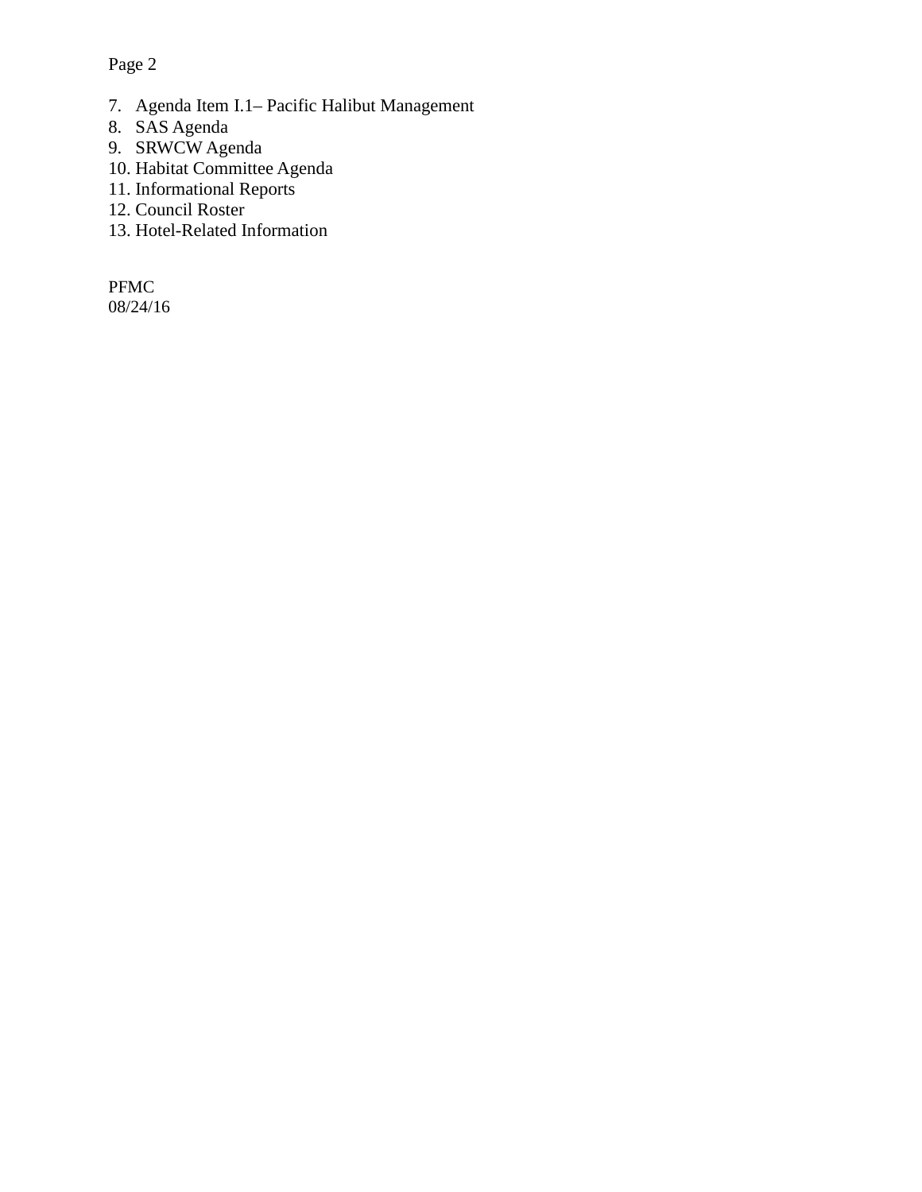7. Agenda Item I.1– Pacific Halibut Management
8. SAS Agenda
9. SRWCW Agenda
10. Habitat Committee Agenda
11. Informational Reports
12. Council Roster
13. Hotel-Related Information

PFMC
08/24/16